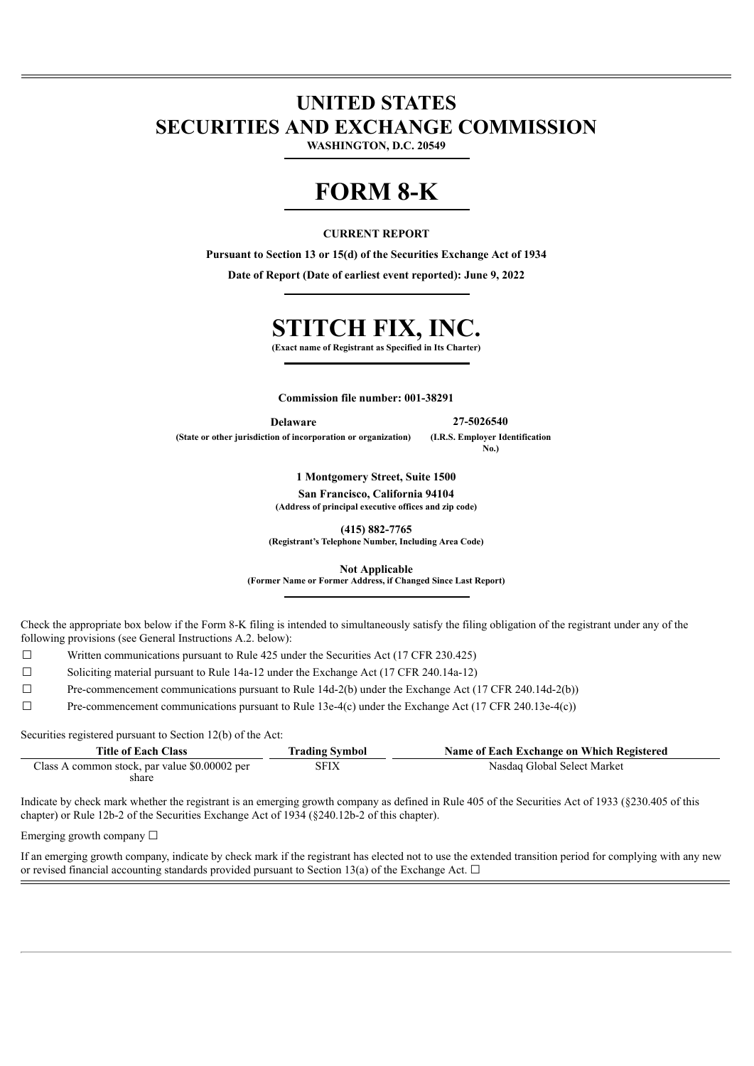# UNITED STATES
# SECURITIES AND EXCHANGE COMMISSION

**WASHINGTON, D.C. 20549**

# FORM 8-K

**CURRENT REPORT**

**Pursuant to Section 13 or 15(d) of the Securities Exchange Act of 1934**

**Date of Report (Date of earliest event reported): June 9, 2022**

# STITCH FIX, INC.

**(Exact name of Registrant as Specified in Its Charter)**

**Commission file number: 001-38291**

| **Delaware** | **27-5026540** |
|---|---|
| **(State or other jurisdiction of incorporation or organization)** | **(I.R.S. Employer Identification No.)** |

**1 Montgomery Street, Suite 1500**
**San Francisco, California 94104**
**(Address of principal executive offices and zip code)**

**(415) 882-7765**
**(Registrant's Telephone Number, Including Area Code)**

**Not Applicable**
**(Former Name or Former Address, if Changed Since Last Report)**

Check the appropriate box below if the Form 8-K filing is intended to simultaneously satisfy the filing obligation of the registrant under any of the following provisions (see General Instructions A.2. below):

☐ Written communications pursuant to Rule 425 under the Securities Act (17 CFR 230.425)

☐ Soliciting material pursuant to Rule 14a-12 under the Exchange Act (17 CFR 240.14a-12)

☐ Pre-commencement communications pursuant to Rule 14d-2(b) under the Exchange Act (17 CFR 240.14d-2(b))

☐ Pre-commencement communications pursuant to Rule 13e-4(c) under the Exchange Act (17 CFR 240.13e-4(c))

Securities registered pursuant to Section 12(b) of the Act:

| Title of Each Class | Trading Symbol | Name of Each Exchange on Which Registered |
|---|---|---|
| Class A common stock, par value $0.00002 per share | SFIX | Nasdaq Global Select Market |

Indicate by check mark whether the registrant is an emerging growth company as defined in Rule 405 of the Securities Act of 1933 (§230.405 of this chapter) or Rule 12b-2 of the Securities Exchange Act of 1934 (§240.12b-2 of this chapter).

Emerging growth company ☐

If an emerging growth company, indicate by check mark if the registrant has elected not to use the extended transition period for complying with any new or revised financial accounting standards provided pursuant to Section 13(a) of the Exchange Act. ☐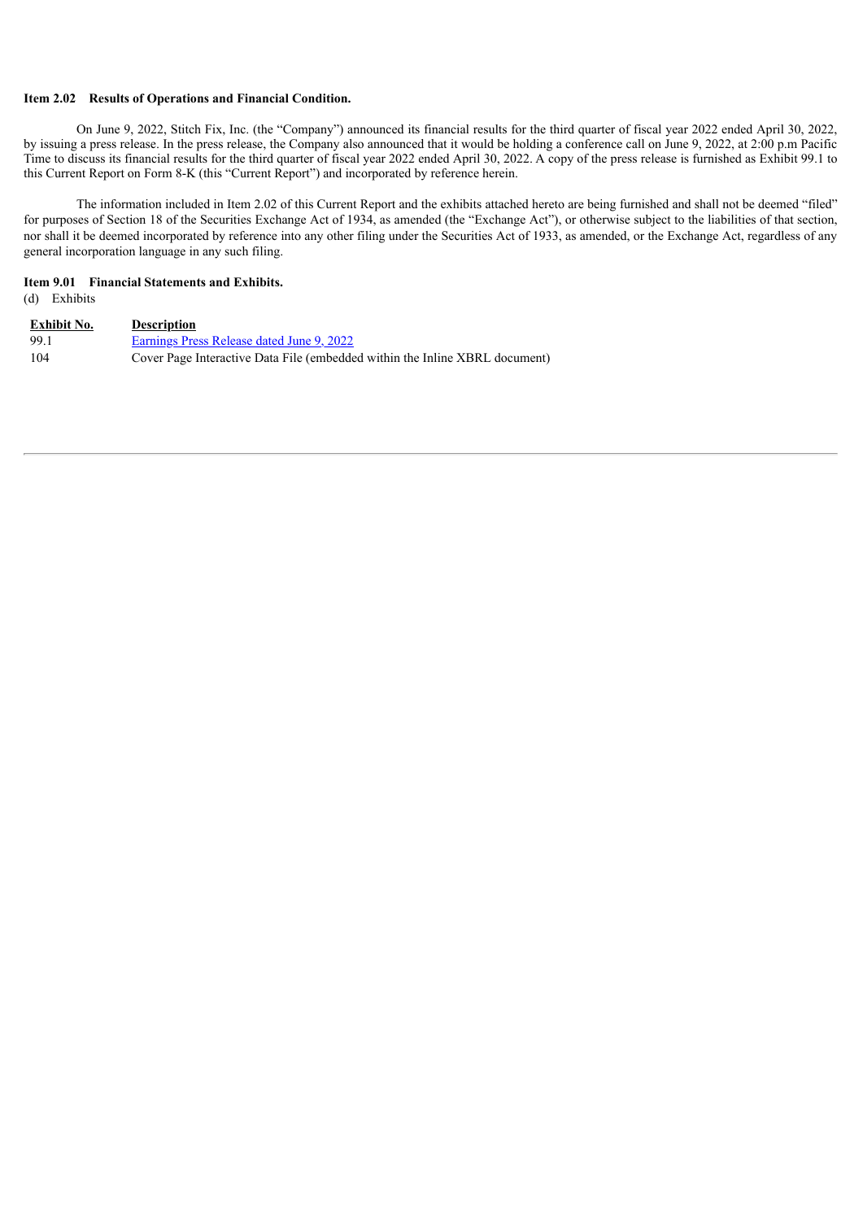**Item 2.02 Results of Operations and Financial Condition.**

On June 9, 2022, Stitch Fix, Inc. (the "Company") announced its financial results for the third quarter of fiscal year 2022 ended April 30, 2022, by issuing a press release. In the press release, the Company also announced that it would be holding a conference call on June 9, 2022, at 2:00 p.m Pacific Time to discuss its financial results for the third quarter of fiscal year 2022 ended April 30, 2022. A copy of the press release is furnished as Exhibit 99.1 to this Current Report on Form 8-K (this "Current Report") and incorporated by reference herein.

The information included in Item 2.02 of this Current Report and the exhibits attached hereto are being furnished and shall not be deemed "filed" for purposes of Section 18 of the Securities Exchange Act of 1934, as amended (the "Exchange Act"), or otherwise subject to the liabilities of that section, nor shall it be deemed incorporated by reference into any other filing under the Securities Act of 1933, as amended, or the Exchange Act, regardless of any general incorporation language in any such filing.

**Item 9.01 Financial Statements and Exhibits.**

(d) Exhibits

| Exhibit No. | Description |
| --- | --- |
| 99.1 | Earnings Press Release dated June 9, 2022 |
| 104 | Cover Page Interactive Data File (embedded within the Inline XBRL document) |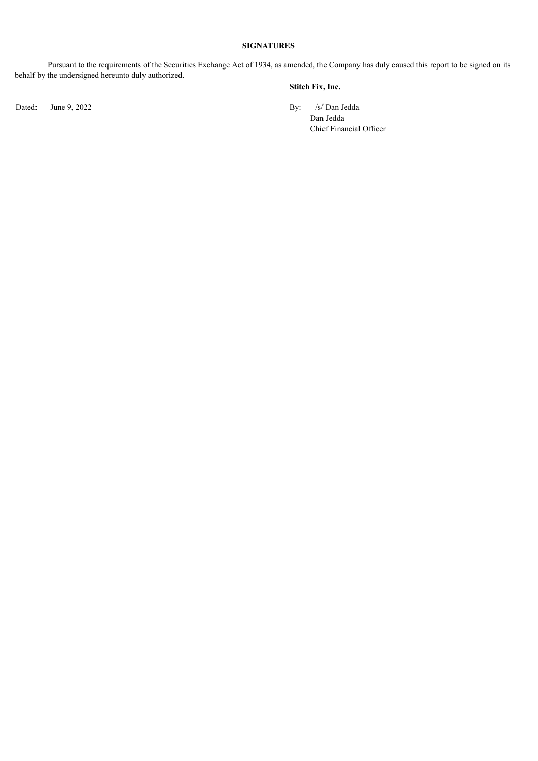**SIGNATURES**

Pursuant to the requirements of the Securities Exchange Act of 1934, as amended, the Company has duly caused this report to be signed on its behalf by the undersigned hereunto duly authorized.

**Stitch Fix, Inc.**

Dated: June 9, 2022

By: /s/ Dan Jedda

Dan Jedda

Chief Financial Officer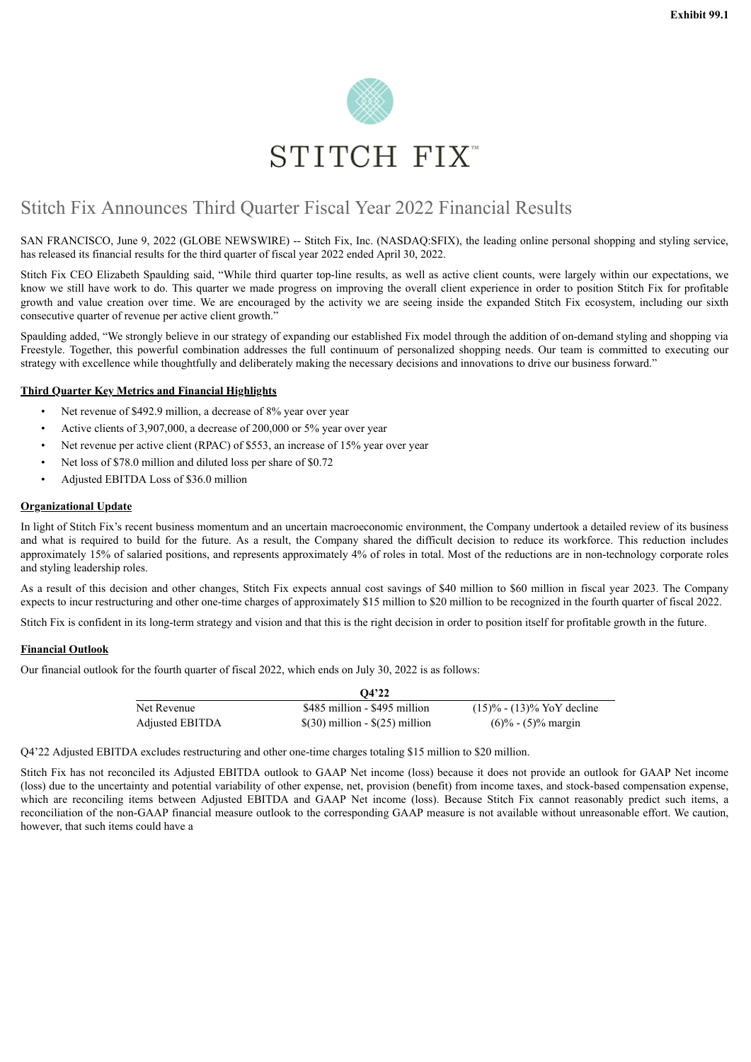**Exhibit 99.1**

STITCH FIX™

# Stitch Fix Announces Third Quarter Fiscal Year 2022 Financial Results

SAN FRANCISCO, June 9, 2022 (GLOBE NEWSWIRE) -- Stitch Fix, Inc. (NASDAQ:SFIX), the leading online personal shopping and styling service, has released its financial results for the third quarter of fiscal year 2022 ended April 30, 2022.

Stitch Fix CEO Elizabeth Spaulding said, "While third quarter top-line results, as well as active client counts, were largely within our expectations, we know we still have work to do. This quarter we made progress on improving the overall client experience in order to position Stitch Fix for profitable growth and value creation over time. We are encouraged by the activity we are seeing inside the expanded Stitch Fix ecosystem, including our sixth consecutive quarter of revenue per active client growth."

Spaulding added, "We strongly believe in our strategy of expanding our established Fix model through the addition of on-demand styling and shopping via Freestyle. Together, this powerful combination addresses the full continuum of personalized shopping needs. Our team is committed to executing our strategy with excellence while thoughtfully and deliberately making the necessary decisions and innovations to drive our business forward."

**Third Quarter Key Metrics and Financial Highlights**

- Net revenue of $492.9 million, a decrease of 8% year over year
- Active clients of 3,907,000, a decrease of 200,000 or 5% year over year
- Net revenue per active client (RPAC) of $553, an increase of 15% year over year
- Net loss of $78.0 million and diluted loss per share of $0.72
- Adjusted EBITDA Loss of $36.0 million

**Organizational Update**

In light of Stitch Fix's recent business momentum and an uncertain macroeconomic environment, the Company undertook a detailed review of its business and what is required to build for the future. As a result, the Company shared the difficult decision to reduce its workforce. This reduction includes approximately 15% of salaried positions, and represents approximately 4% of roles in total. Most of the reductions are in non-technology corporate roles and styling leadership roles.

As a result of this decision and other changes, Stitch Fix expects annual cost savings of $40 million to $60 million in fiscal year 2023. The Company expects to incur restructuring and other one-time charges of approximately $15 million to $20 million to be recognized in the fourth quarter of fiscal 2022.

Stitch Fix is confident in its long-term strategy and vision and that this is the right decision in order to position itself for profitable growth in the future.

**Financial Outlook**

Our financial outlook for the fourth quarter of fiscal 2022, which ends on July 30, 2022 is as follows:

| | Q4'22 | |
|---|---|---|
| Net Revenue | $485 million - $495 million | (15)% - (13)% YoY decline |
| Adjusted EBITDA | $(30) million - $(25) million | (6)% - (5)% margin |

Q4'22 Adjusted EBITDA excludes restructuring and other one-time charges totaling $15 million to $20 million.

Stitch Fix has not reconciled its Adjusted EBITDA outlook to GAAP Net income (loss) because it does not provide an outlook for GAAP Net income (loss) due to the uncertainty and potential variability of other expense, net, provision (benefit) from income taxes, and stock-based compensation expense, which are reconciling items between Adjusted EBITDA and GAAP Net income (loss). Because Stitch Fix cannot reasonably predict such items, a reconciliation of the non-GAAP financial measure outlook to the corresponding GAAP measure is not available without unreasonable effort. We caution, however, that such items could have a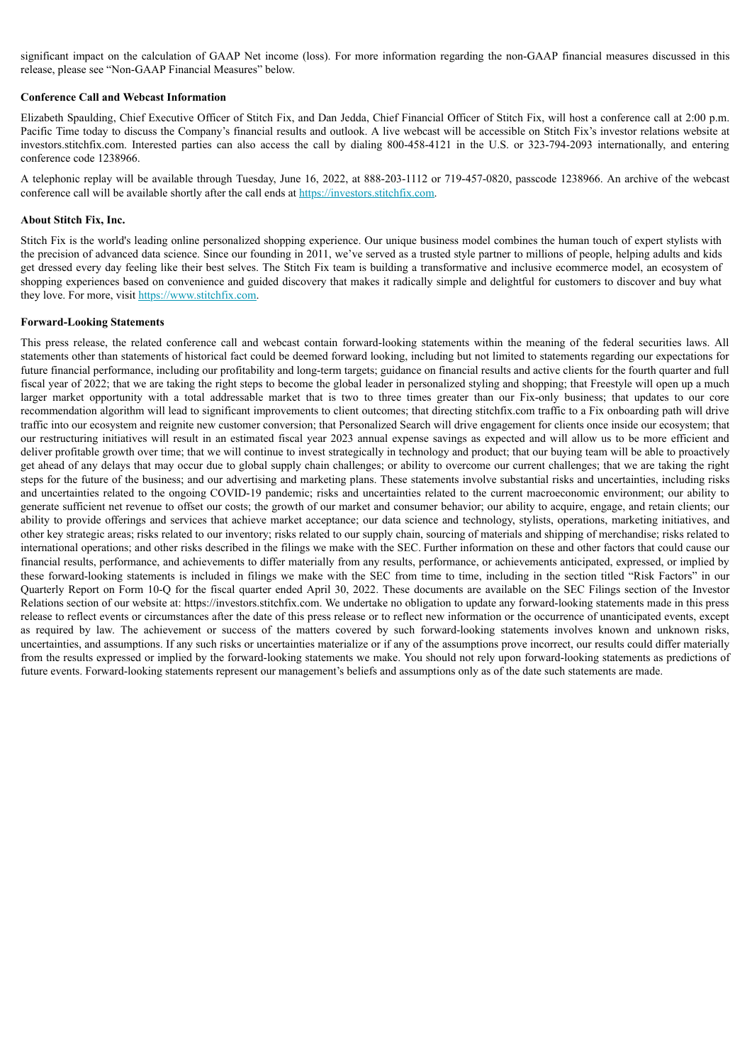significant impact on the calculation of GAAP Net income (loss). For more information regarding the non-GAAP financial measures discussed in this release, please see "Non-GAAP Financial Measures" below.

**Conference Call and Webcast Information**

Elizabeth Spaulding, Chief Executive Officer of Stitch Fix, and Dan Jedda, Chief Financial Officer of Stitch Fix, will host a conference call at 2:00 p.m. Pacific Time today to discuss the Company's financial results and outlook. A live webcast will be accessible on Stitch Fix's investor relations website at investors.stitchfix.com. Interested parties can also access the call by dialing 800-458-4121 in the U.S. or 323-794-2093 internationally, and entering conference code 1238966.

A telephonic replay will be available through Tuesday, June 16, 2022, at 888-203-1112 or 719-457-0820, passcode 1238966. An archive of the webcast conference call will be available shortly after the call ends at https://investors.stitchfix.com.

**About Stitch Fix, Inc.**

Stitch Fix is the world's leading online personalized shopping experience. Our unique business model combines the human touch of expert stylists with the precision of advanced data science. Since our founding in 2011, we've served as a trusted style partner to millions of people, helping adults and kids get dressed every day feeling like their best selves. The Stitch Fix team is building a transformative and inclusive ecommerce model, an ecosystem of shopping experiences based on convenience and guided discovery that makes it radically simple and delightful for customers to discover and buy what they love. For more, visit https://www.stitchfix.com.

**Forward-Looking Statements**

This press release, the related conference call and webcast contain forward-looking statements within the meaning of the federal securities laws. All statements other than statements of historical fact could be deemed forward looking, including but not limited to statements regarding our expectations for future financial performance, including our profitability and long-term targets; guidance on financial results and active clients for the fourth quarter and full fiscal year of 2022; that we are taking the right steps to become the global leader in personalized styling and shopping; that Freestyle will open up a much larger market opportunity with a total addressable market that is two to three times greater than our Fix-only business; that updates to our core recommendation algorithm will lead to significant improvements to client outcomes; that directing stitchfix.com traffic to a Fix onboarding path will drive traffic into our ecosystem and reignite new customer conversion; that Personalized Search will drive engagement for clients once inside our ecosystem; that our restructuring initiatives will result in an estimated fiscal year 2023 annual expense savings as expected and will allow us to be more efficient and deliver profitable growth over time; that we will continue to invest strategically in technology and product; that our buying team will be able to proactively get ahead of any delays that may occur due to global supply chain challenges; or ability to overcome our current challenges; that we are taking the right steps for the future of the business; and our advertising and marketing plans. These statements involve substantial risks and uncertainties, including risks and uncertainties related to the ongoing COVID-19 pandemic; risks and uncertainties related to the current macroeconomic environment; our ability to generate sufficient net revenue to offset our costs; the growth of our market and consumer behavior; our ability to acquire, engage, and retain clients; our ability to provide offerings and services that achieve market acceptance; our data science and technology, stylists, operations, marketing initiatives, and other key strategic areas; risks related to our inventory; risks related to our supply chain, sourcing of materials and shipping of merchandise; risks related to international operations; and other risks described in the filings we make with the SEC. Further information on these and other factors that could cause our financial results, performance, and achievements to differ materially from any results, performance, or achievements anticipated, expressed, or implied by these forward-looking statements is included in filings we make with the SEC from time to time, including in the section titled "Risk Factors" in our Quarterly Report on Form 10-Q for the fiscal quarter ended April 30, 2022. These documents are available on the SEC Filings section of the Investor Relations section of our website at: https://investors.stitchfix.com. We undertake no obligation to update any forward-looking statements made in this press release to reflect events or circumstances after the date of this press release or to reflect new information or the occurrence of unanticipated events, except as required by law. The achievement or success of the matters covered by such forward-looking statements involves known and unknown risks, uncertainties, and assumptions. If any such risks or uncertainties materialize or if any of the assumptions prove incorrect, our results could differ materially from the results expressed or implied by the forward-looking statements we make. You should not rely upon forward-looking statements as predictions of future events. Forward-looking statements represent our management's beliefs and assumptions only as of the date such statements are made.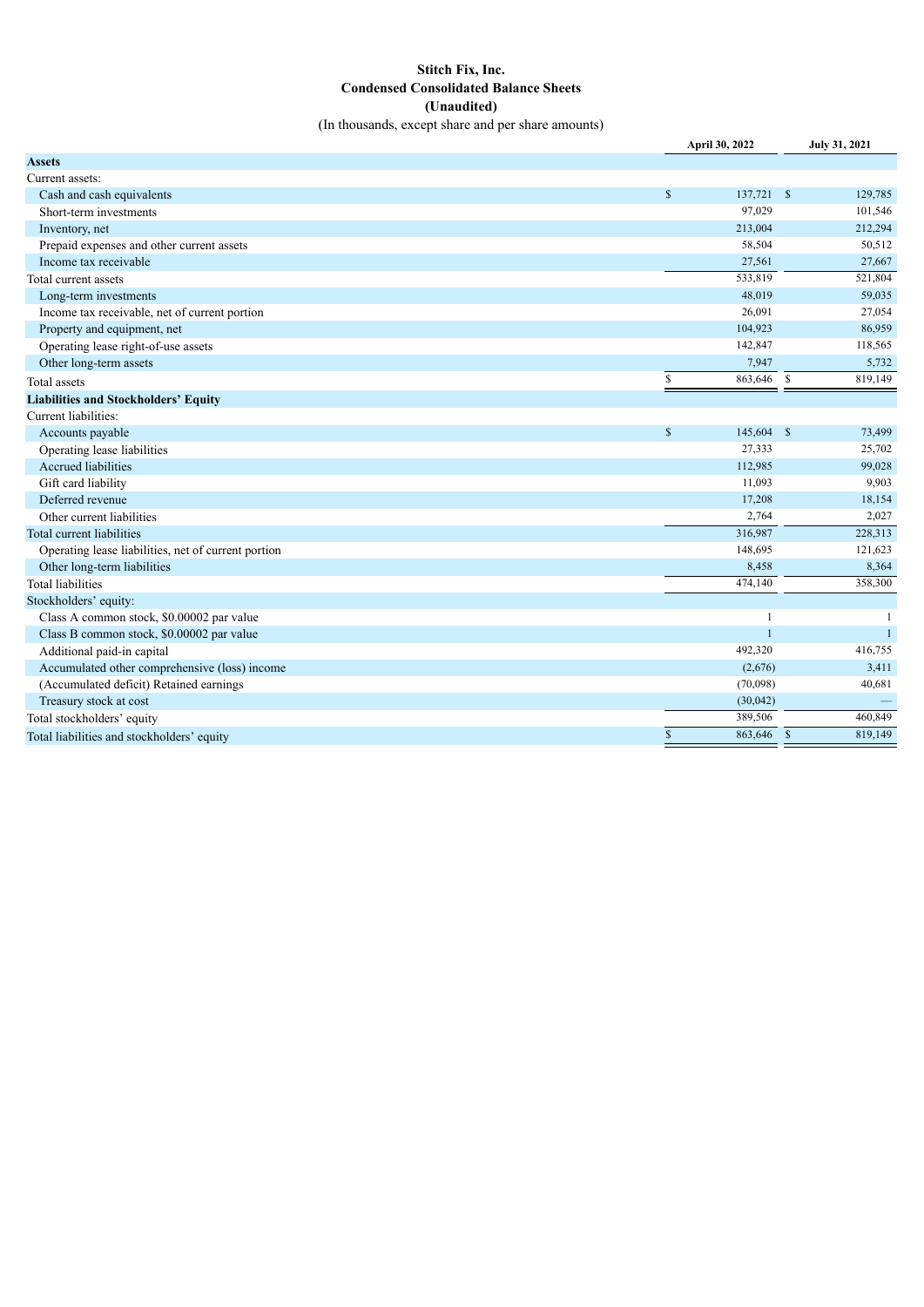# Stitch Fix, Inc.
## Condensed Consolidated Balance Sheets
### (Unaudited)

(In thousands, except share and per share amounts)

| | April 30, 2022 | July 31, 2021 |
|---|---|---|
| **Assets** | | |
| Current assets: | | |
| Cash and cash equivalents | $ 137,721 | $ 129,785 |
| Short-term investments | 97,029 | 101,546 |
| Inventory, net | 213,004 | 212,294 |
| Prepaid expenses and other current assets | 58,504 | 50,512 |
| Income tax receivable | 27,561 | 27,667 |
| Total current assets | 533,819 | 521,804 |
| Long-term investments | 48,019 | 59,035 |
| Income tax receivable, net of current portion | 26,091 | 27,054 |
| Property and equipment, net | 104,923 | 86,959 |
| Operating lease right-of-use assets | 142,847 | 118,565 |
| Other long-term assets | 7,947 | 5,732 |
| Total assets | $ 863,646 | $ 819,149 |
| **Liabilities and Stockholders' Equity** | | |
| Current liabilities: | | |
| Accounts payable | $ 145,604 | $ 73,499 |
| Operating lease liabilities | 27,333 | 25,702 |
| Accrued liabilities | 112,985 | 99,028 |
| Gift card liability | 11,093 | 9,903 |
| Deferred revenue | 17,208 | 18,154 |
| Other current liabilities | 2,764 | 2,027 |
| Total current liabilities | 316,987 | 228,313 |
| Operating lease liabilities, net of current portion | 148,695 | 121,623 |
| Other long-term liabilities | 8,458 | 8,364 |
| Total liabilities | 474,140 | 358,300 |
| Stockholders' equity: | | |
| Class A common stock, $0.00002 par value | 1 | 1 |
| Class B common stock, $0.00002 par value | 1 | 1 |
| Additional paid-in capital | 492,320 | 416,755 |
| Accumulated other comprehensive (loss) income | (2,676) | 3,411 |
| (Accumulated deficit) Retained earnings | (70,098) | 40,681 |
| Treasury stock at cost | (30,042) | — |
| Total stockholders' equity | 389,506 | 460,849 |
| Total liabilities and stockholders' equity | $ 863,646 | $ 819,149 |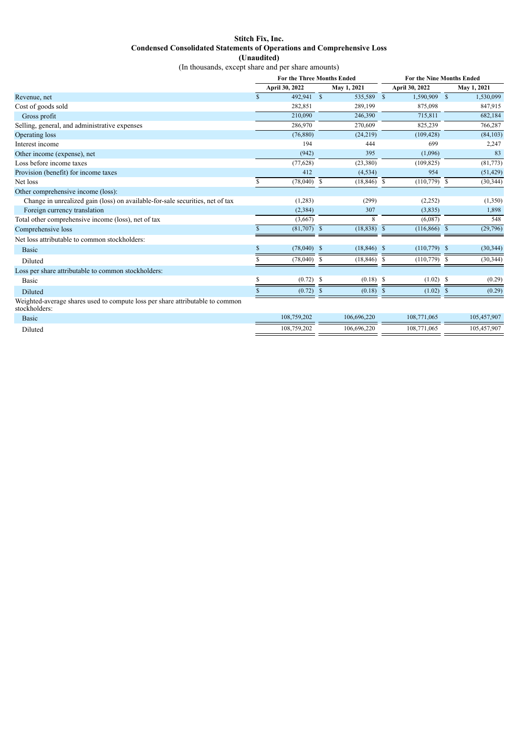# Stitch Fix, Inc.
## Condensed Consolidated Statements of Operations and Comprehensive Loss
### (Unaudited)

(In thousands, except share and per share amounts)

| | For the Three Months Ended | | For the Nine Months Ended | |
|---|---|---|---|---|
| | April 30, 2022 | May 1, 2021 | April 30, 2022 | May 1, 2021 |
| Revenue, net | $ 492,941 | $ 535,589 | $ 1,590,909 | $ 1,530,099 |
| Cost of goods sold | 282,851 | 289,199 | 875,098 | 847,915 |
| Gross profit | 210,090 | 246,390 | 715,811 | 682,184 |
| Selling, general, and administrative expenses | 286,970 | 270,609 | 825,239 | 766,287 |
| Operating loss | (76,880) | (24,219) | (109,428) | (84,103) |
| Interest income | 194 | 444 | 699 | 2,247 |
| Other income (expense), net | (942) | 395 | (1,096) | 83 |
| Loss before income taxes | (77,628) | (23,380) | (109,825) | (81,773) |
| Provision (benefit) for income taxes | 412 | (4,534) | 954 | (51,429) |
| Net loss | $ (78,040) | $ (18,846) | $ (110,779) | $ (30,344) |
| Other comprehensive income (loss): | | | | |
| Change in unrealized gain (loss) on available-for-sale securities, net of tax | (1,283) | (299) | (2,252) | (1,350) |
| Foreign currency translation | (2,384) | 307 | (3,835) | 1,898 |
| Total other comprehensive income (loss), net of tax | (3,667) | 8 | (6,087) | 548 |
| Comprehensive loss | $ (81,707) | $ (18,838) | $ (116,866) | $ (29,796) |
| Net loss attributable to common stockholders: | | | | |
| Basic | $ (78,040) | $ (18,846) | $ (110,779) | $ (30,344) |
| Diluted | $ (78,040) | $ (18,846) | $ (110,779) | $ (30,344) |
| Loss per share attributable to common stockholders: | | | | |
| Basic | $ (0.72) | $ (0.18) | $ (1.02) | $ (0.29) |
| Diluted | $ (0.72) | $ (0.18) | $ (1.02) | $ (0.29) |
| Weighted-average shares used to compute loss per share attributable to common stockholders: | | | | |
| Basic | 108,759,202 | 106,696,220 | 108,771,065 | 105,457,907 |
| Diluted | 108,759,202 | 106,696,220 | 108,771,065 | 105,457,907 |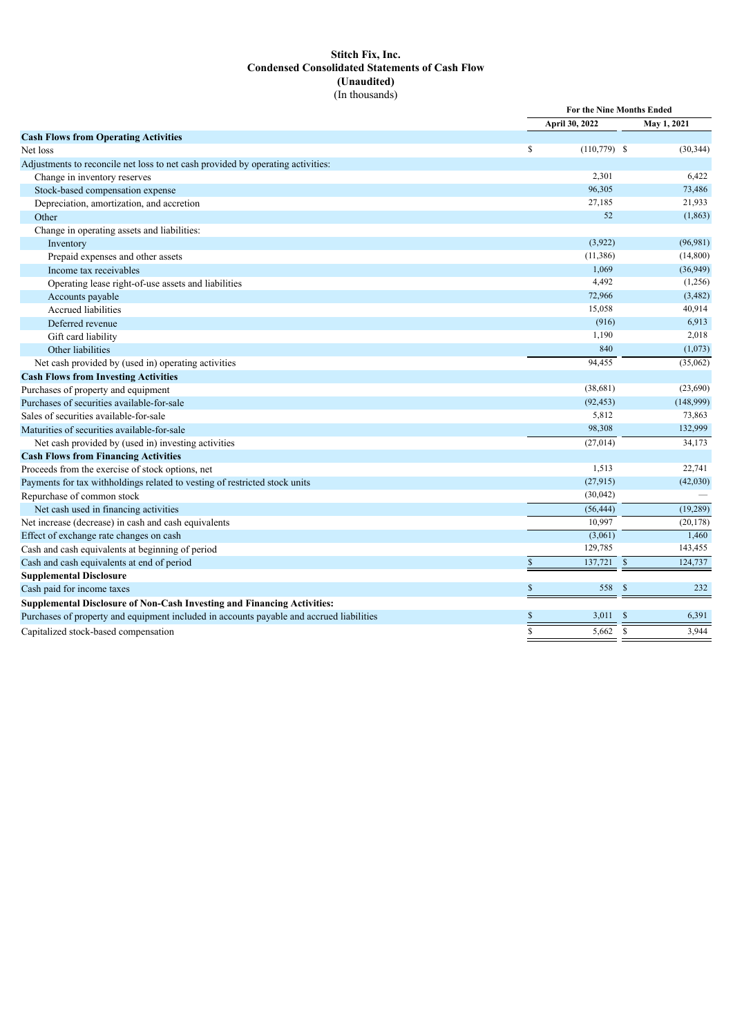# Stitch Fix, Inc.
## Condensed Consolidated Statements of Cash Flow
### (Unaudited)
(In thousands)

| | For the Nine Months Ended | |
|---|---|---|
| | April 30, 2022 | May 1, 2021 |
| **Cash Flows from Operating Activities** | | |
| Net loss | $ (110,779) | $ (30,344) |
| Adjustments to reconcile net loss to net cash provided by operating activities: | | |
| Change in inventory reserves | 2,301 | 6,422 |
| Stock-based compensation expense | 96,305 | 73,486 |
| Depreciation, amortization, and accretion | 27,185 | 21,933 |
| Other | 52 | (1,863) |
| Change in operating assets and liabilities: | | |
| Inventory | (3,922) | (96,981) |
| Prepaid expenses and other assets | (11,386) | (14,800) |
| Income tax receivables | 1,069 | (36,949) |
| Operating lease right-of-use assets and liabilities | 4,492 | (1,256) |
| Accounts payable | 72,966 | (3,482) |
| Accrued liabilities | 15,058 | 40,914 |
| Deferred revenue | (916) | 6,913 |
| Gift card liability | 1,190 | 2,018 |
| Other liabilities | 840 | (1,073) |
| Net cash provided by (used in) operating activities | 94,455 | (35,062) |
| **Cash Flows from Investing Activities** | | |
| Purchases of property and equipment | (38,681) | (23,690) |
| Purchases of securities available-for-sale | (92,453) | (148,999) |
| Sales of securities available-for-sale | 5,812 | 73,863 |
| Maturities of securities available-for-sale | 98,308 | 132,999 |
| Net cash provided by (used in) investing activities | (27,014) | 34,173 |
| **Cash Flows from Financing Activities** | | |
| Proceeds from the exercise of stock options, net | 1,513 | 22,741 |
| Payments for tax withholdings related to vesting of restricted stock units | (27,915) | (42,030) |
| Repurchase of common stock | (30,042) | — |
| Net cash used in financing activities | (56,444) | (19,289) |
| Net increase (decrease) in cash and cash equivalents | 10,997 | (20,178) |
| Effect of exchange rate changes on cash | (3,061) | 1,460 |
| Cash and cash equivalents at beginning of period | 129,785 | 143,455 |
| Cash and cash equivalents at end of period | $ 137,721 | $ 124,737 |
| **Supplemental Disclosure** | | |
| Cash paid for income taxes | $ 558 | $ 232 |
| **Supplemental Disclosure of Non-Cash Investing and Financing Activities:** | | |
| Purchases of property and equipment included in accounts payable and accrued liabilities | $ 3,011 | $ 6,391 |
| Capitalized stock-based compensation | $ 5,662 | $ 3,944 |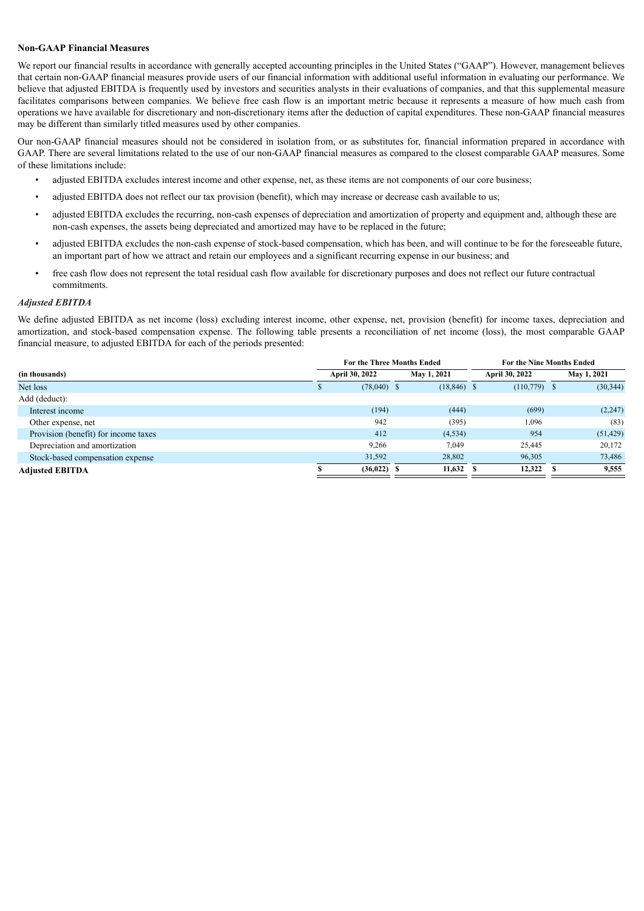**Non-GAAP Financial Measures**

We report our financial results in accordance with generally accepted accounting principles in the United States ("GAAP"). However, management believes that certain non-GAAP financial measures provide users of our financial information with additional useful information in evaluating our performance. We believe that adjusted EBITDA is frequently used by investors and securities analysts in their evaluations of companies, and that this supplemental measure facilitates comparisons between companies. We believe free cash flow is an important metric because it represents a measure of how much cash from operations we have available for discretionary and non-discretionary items after the deduction of capital expenditures. These non-GAAP financial measures may be different than similarly titled measures used by other companies.

Our non-GAAP financial measures should not be considered in isolation from, or as substitutes for, financial information prepared in accordance with GAAP. There are several limitations related to the use of our non-GAAP financial measures as compared to the closest comparable GAAP measures. Some of these limitations include:

- adjusted EBITDA excludes interest income and other expense, net, as these items are not components of our core business;
- adjusted EBITDA does not reflect our tax provision (benefit), which may increase or decrease cash available to us;
- adjusted EBITDA excludes the recurring, non-cash expenses of depreciation and amortization of property and equipment and, although these are non-cash expenses, the assets being depreciated and amortized may have to be replaced in the future;
- adjusted EBITDA excludes the non-cash expense of stock-based compensation, which has been, and will continue to be for the foreseeable future, an important part of how we attract and retain our employees and a significant recurring expense in our business; and
- free cash flow does not represent the total residual cash flow available for discretionary purposes and does not reflect our future contractual commitments.

*Adjusted EBITDA*

We define adjusted EBITDA as net income (loss) excluding interest income, other expense, net, provision (benefit) for income taxes, depreciation and amortization, and stock-based compensation expense. The following table presents a reconciliation of net income (loss), the most comparable GAAP financial measure, to adjusted EBITDA for each of the periods presented:

| | For the Three Months Ended | | For the Nine Months Ended | |
|---|---|---|---|---|
| **(in thousands)** | **April 30, 2022** | **May 1, 2021** | **April 30, 2022** | **May 1, 2021** |
| Net loss | $ (78,040) | $ (18,846) | $ (110,779) | $ (30,344) |
| Add (deduct): | | | | |
| Interest income | (194) | (444) | (699) | (2,247) |
| Other expense, net | 942 | (395) | 1,096 | (83) |
| Provision (benefit) for income taxes | 412 | (4,534) | 954 | (51,429) |
| Depreciation and amortization | 9,266 | 7,049 | 25,445 | 20,172 |
| Stock-based compensation expense | 31,592 | 28,802 | 96,305 | 73,486 |
| **Adjusted EBITDA** | **$ (36,022)** | **$ 11,632** | **$ 12,322** | **$ 9,555** |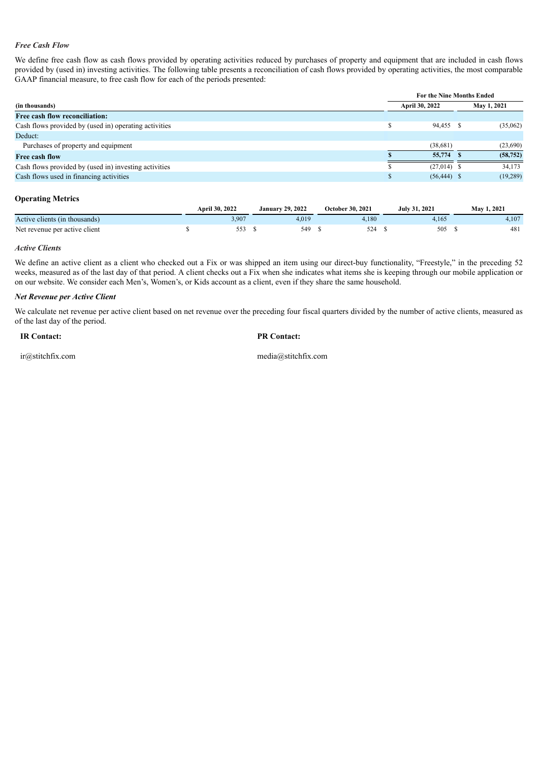*Free Cash Flow*

We define free cash flow as cash flows provided by operating activities reduced by purchases of property and equipment that are included in cash flows provided by (used in) investing activities. The following table presents a reconciliation of cash flows provided by operating activities, the most comparable GAAP financial measure, to free cash flow for each of the periods presented:

| | For the Nine Months Ended | |
|---|---|---|
| **(in thousands)** | **April 30, 2022** | **May 1, 2021** |
| **Free cash flow reconciliation:** | | |
| Cash flows provided by (used in) operating activities | $ 94,455 | $ (35,062) |
| Deduct: | | |
| Purchases of property and equipment | (38,681) | (23,690) |
| **Free cash flow** | **$ 55,774** | **$ (58,752)** |
| Cash flows provided by (used in) investing activities | $ (27,014) | $ 34,173 |
| Cash flows used in financing activities | $ (56,444) | $ (19,289) |

**Operating Metrics**

| | April 30, 2022 | January 29, 2022 | October 30, 2021 | July 31, 2021 | May 1, 2021 |
|---|---|---|---|---|---|
| Active clients (in thousands) | 3,907 | 4,019 | 4,180 | 4,165 | 4,107 |
| Net revenue per active client | $ 553 | $ 549 | $ 524 | $ 505 | $ 481 |

*Active Clients*

We define an active client as a client who checked out a Fix or was shipped an item using our direct-buy functionality, "Freestyle," in the preceding 52 weeks, measured as of the last day of that period. A client checks out a Fix when she indicates what items she is keeping through our mobile application or on our website. We consider each Men's, Women's, or Kids account as a client, even if they share the same household.

*Net Revenue per Active Client*

We calculate net revenue per active client based on net revenue over the preceding four fiscal quarters divided by the number of active clients, measured as of the last day of the period.

**IR Contact:**

ir@stitchfix.com

**PR Contact:**

media@stitchfix.com